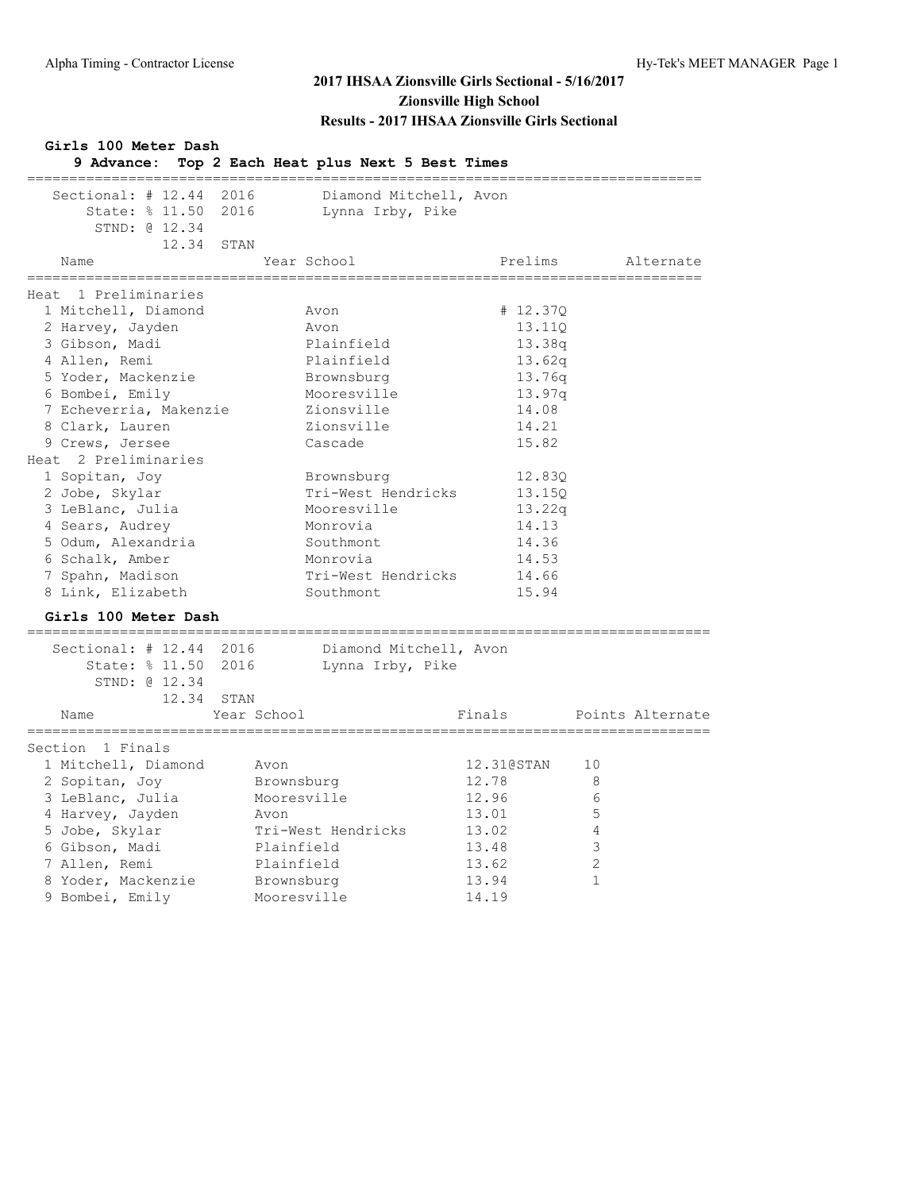# 2017 IHSAA Zionsville Girls Sectional - 5/16/2017

## Zionsville High School

## Results - 2017 IHSAA Zionsville Girls Sectional

### Girls 100 Meter Dash

**9 Advance: Top 2 Each Heat plus Next 5 Best Times**

Sectional: # 12.44 2016 Diamond Mitchell, Avon
State: % 11.50 2016 Lynna Irby, Pike
STND: @ 12.34
12.34 STAN

| Name | Year School | Prelims | Alternate |
|---|---|---|---|
| **Heat 1 Preliminaries** | | | |
| 1 Mitchell, Diamond | Avon | # 12.37Q | |
| 2 Harvey, Jayden | Avon | 13.11Q | |
| 3 Gibson, Madi | Plainfield | 13.38q | |
| 4 Allen, Remi | Plainfield | 13.62q | |
| 5 Yoder, Mackenzie | Brownsburg | 13.76q | |
| 6 Bombei, Emily | Mooresville | 13.97q | |
| 7 Echeverria, Makenzie | Zionsville | 14.08 | |
| 8 Clark, Lauren | Zionsville | 14.21 | |
| 9 Crews, Jersee | Cascade | 15.82 | |
| **Heat 2 Preliminaries** | | | |
| 1 Sopitan, Joy | Brownsburg | 12.83Q | |
| 2 Jobe, Skylar | Tri-West Hendricks | 13.15Q | |
| 3 LeBlanc, Julia | Mooresville | 13.22q | |
| 4 Sears, Audrey | Monrovia | 14.13 | |
| 5 Odum, Alexandria | Southmont | 14.36 | |
| 6 Schalk, Amber | Monrovia | 14.53 | |
| 7 Spahn, Madison | Tri-West Hendricks | 14.66 | |
| 8 Link, Elizabeth | Southmont | 15.94 | |

### Girls 100 Meter Dash

Sectional: # 12.44 2016 Diamond Mitchell, Avon
State: % 11.50 2016 Lynna Irby, Pike
STND: @ 12.34
12.34 STAN

| Name | Year School | Finals | Points | Alternate |
|---|---|---|---|---|
| **Section 1 Finals** | | | | |
| 1 Mitchell, Diamond | Avon | 12.31@STAN | 10 | |
| 2 Sopitan, Joy | Brownsburg | 12.78 | 8 | |
| 3 LeBlanc, Julia | Mooresville | 12.96 | 6 | |
| 4 Harvey, Jayden | Avon | 13.01 | 5 | |
| 5 Jobe, Skylar | Tri-West Hendricks | 13.02 | 4 | |
| 6 Gibson, Madi | Plainfield | 13.48 | 3 | |
| 7 Allen, Remi | Plainfield | 13.62 | 2 | |
| 8 Yoder, Mackenzie | Brownsburg | 13.94 | 1 | |
| 9 Bombei, Emily | Mooresville | 14.19 | | |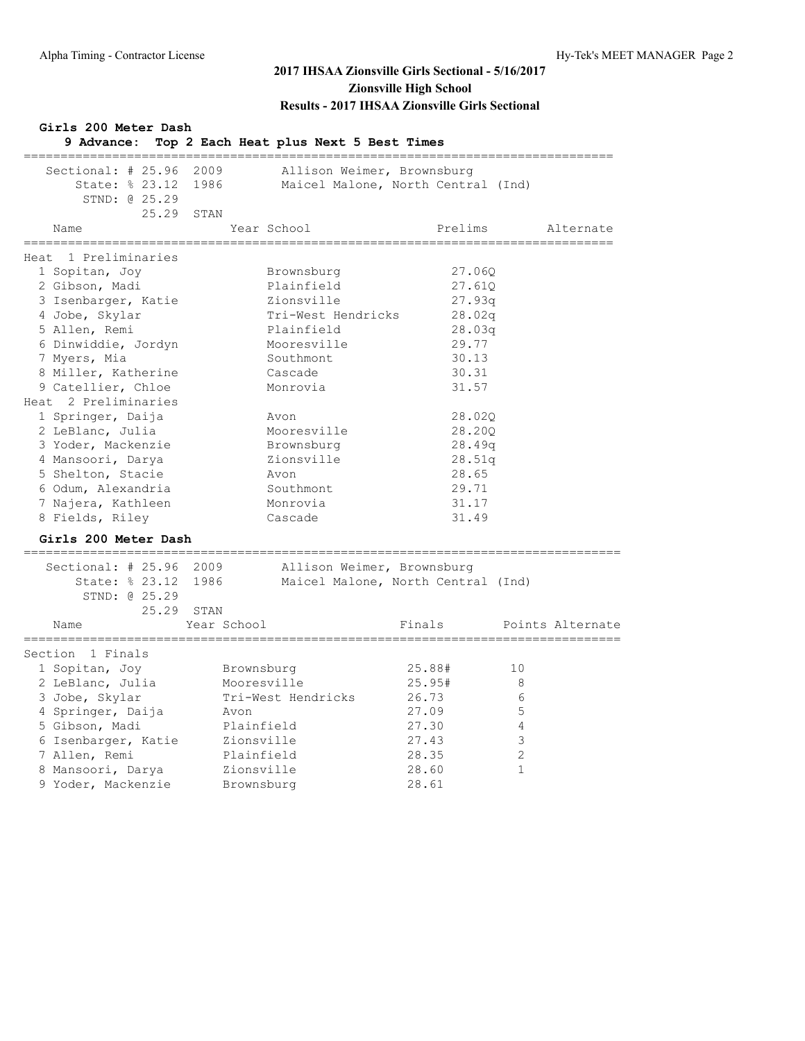# 2017 IHSAA Zionsville Girls Sectional - 5/16/2017

## Zionsville High School

## Results - 2017 IHSAA Zionsville Girls Sectional

### Girls 200 Meter Dash

**9 Advance: Top 2 Each Heat plus Next 5 Best Times**

Sectional: # 25.96 2009 Allison Weimer, Brownsburg
State: % 23.12 1986 Maicel Malone, North Central (Ind)
STND: @ 25.29
25.29 STAN

| Name | Year School | Prelims | Alternate |
|---|---|---|---|
| **Heat 1 Preliminaries** | | | |
| 1 Sopitan, Joy | Brownsburg | 27.06Q | |
| 2 Gibson, Madi | Plainfield | 27.61Q | |
| 3 Isenbarger, Katie | Zionsville | 27.93q | |
| 4 Jobe, Skylar | Tri-West Hendricks | 28.02q | |
| 5 Allen, Remi | Plainfield | 28.03q | |
| 6 Dinwiddie, Jordyn | Mooresville | 29.77 | |
| 7 Myers, Mia | Southmont | 30.13 | |
| 8 Miller, Katherine | Cascade | 30.31 | |
| 9 Catellier, Chloe | Monrovia | 31.57 | |
| **Heat 2 Preliminaries** | | | |
| 1 Springer, Daija | Avon | 28.02Q | |
| 2 LeBlanc, Julia | Mooresville | 28.20Q | |
| 3 Yoder, Mackenzie | Brownsburg | 28.49q | |
| 4 Mansoori, Darya | Zionsville | 28.51q | |
| 5 Shelton, Stacie | Avon | 28.65 | |
| 6 Odum, Alexandria | Southmont | 29.71 | |
| 7 Najera, Kathleen | Monrovia | 31.17 | |
| 8 Fields, Riley | Cascade | 31.49 | |

### Girls 200 Meter Dash

Sectional: # 25.96 2009 Allison Weimer, Brownsburg
State: % 23.12 1986 Maicel Malone, North Central (Ind)
STND: @ 25.29
25.29 STAN

| Name | Year School | Finals | Points | Alternate |
|---|---|---|---|---|
| **Section 1 Finals** | | | | |
| 1 Sopitan, Joy | Brownsburg | 25.88# | 10 | |
| 2 LeBlanc, Julia | Mooresville | 25.95# | 8 | |
| 3 Jobe, Skylar | Tri-West Hendricks | 26.73 | 6 | |
| 4 Springer, Daija | Avon | 27.09 | 5 | |
| 5 Gibson, Madi | Plainfield | 27.30 | 4 | |
| 6 Isenbarger, Katie | Zionsville | 27.43 | 3 | |
| 7 Allen, Remi | Plainfield | 28.35 | 2 | |
| 8 Mansoori, Darya | Zionsville | 28.60 | 1 | |
| 9 Yoder, Mackenzie | Brownsburg | 28.61 | | |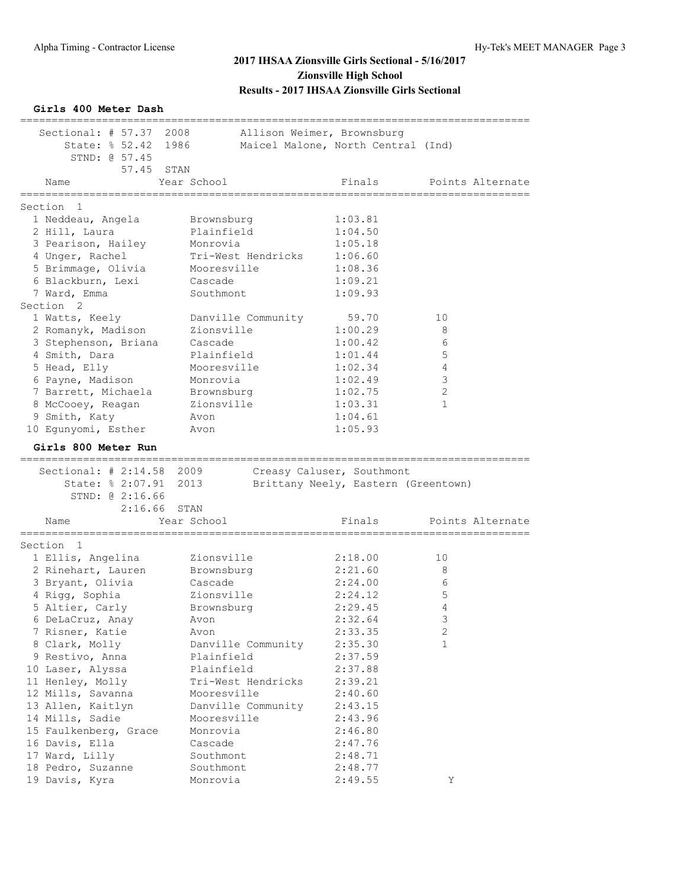# 2017 IHSAA Zionsville Girls Sectional - 5/16/2017

**Zionsville High School**

**Results - 2017 IHSAA Zionsville Girls Sectional**

### Girls 400 Meter Dash

Sectional: # 57.37 2008 Allison Weimer, Brownsburg
State: % 52.42 1986 Maicel Malone, North Central (Ind)
STND: @ 57.45
57.45 STAN

**Section 1**

| | Name | Year School | Finals | Points | Alternate |
|---|---|---|---|---|---|
| 1 | Neddeau, Angela | Brownsburg | 1:03.81 | | |
| 2 | Hill, Laura | Plainfield | 1:04.50 | | |
| 3 | Pearison, Hailey | Monrovia | 1:05.18 | | |
| 4 | Unger, Rachel | Tri-West Hendricks | 1:06.60 | | |
| 5 | Brimmage, Olivia | Mooresville | 1:08.36 | | |
| 6 | Blackburn, Lexi | Cascade | 1:09.21 | | |
| 7 | Ward, Emma | Southmont | 1:09.93 | | |

**Section 2**

| | Name | Year School | Finals | Points | Alternate |
|---|---|---|---|---|---|
| 1 | Watts, Keely | Danville Community | 59.70 | 10 | |
| 2 | Romanyk, Madison | Zionsville | 1:00.29 | 8 | |
| 3 | Stephenson, Briana | Cascade | 1:00.42 | 6 | |
| 4 | Smith, Dara | Plainfield | 1:01.44 | 5 | |
| 5 | Head, Elly | Mooresville | 1:02.34 | 4 | |
| 6 | Payne, Madison | Monrovia | 1:02.49 | 3 | |
| 7 | Barrett, Michaela | Brownsburg | 1:02.75 | 2 | |
| 8 | McCooey, Reagan | Zionsville | 1:03.31 | 1 | |
| 9 | Smith, Katy | Avon | 1:04.61 | | |
| 10 | Egunyomi, Esther | Avon | 1:05.93 | | |

### Girls 800 Meter Run

Sectional: # 2:14.58 2009 Creasy Caluser, Southmont
State: % 2:07.91 2013 Brittany Neely, Eastern (Greentown)
STND: @ 2:16.66
2:16.66 STAN

**Section 1**

| | Name | Year School | Finals | Points | Alternate |
|---|---|---|---|---|---|
| 1 | Ellis, Angelina | Zionsville | 2:18.00 | 10 | |
| 2 | Rinehart, Lauren | Brownsburg | 2:21.60 | 8 | |
| 3 | Bryant, Olivia | Cascade | 2:24.00 | 6 | |
| 4 | Rigg, Sophia | Zionsville | 2:24.12 | 5 | |
| 5 | Altier, Carly | Brownsburg | 2:29.45 | 4 | |
| 6 | DeLaCruz, Anay | Avon | 2:32.64 | 3 | |
| 7 | Risner, Katie | Avon | 2:33.35 | 2 | |
| 8 | Clark, Molly | Danville Community | 2:35.30 | 1 | |
| 9 | Restivo, Anna | Plainfield | 2:37.59 | | |
| 10 | Laser, Alyssa | Plainfield | 2:37.88 | | |
| 11 | Henley, Molly | Tri-West Hendricks | 2:39.21 | | |
| 12 | Mills, Savanna | Mooresville | 2:40.60 | | |
| 13 | Allen, Kaitlyn | Danville Community | 2:43.15 | | |
| 14 | Mills, Sadie | Mooresville | 2:43.96 | | |
| 15 | Faulkenberg, Grace | Monrovia | 2:46.80 | | |
| 16 | Davis, Ella | Cascade | 2:47.76 | | |
| 17 | Ward, Lilly | Southmont | 2:48.71 | | |
| 18 | Pedro, Suzanne | Southmont | 2:48.77 | | |
| 19 | Davis, Kyra | Monrovia | 2:49.55 | | Y |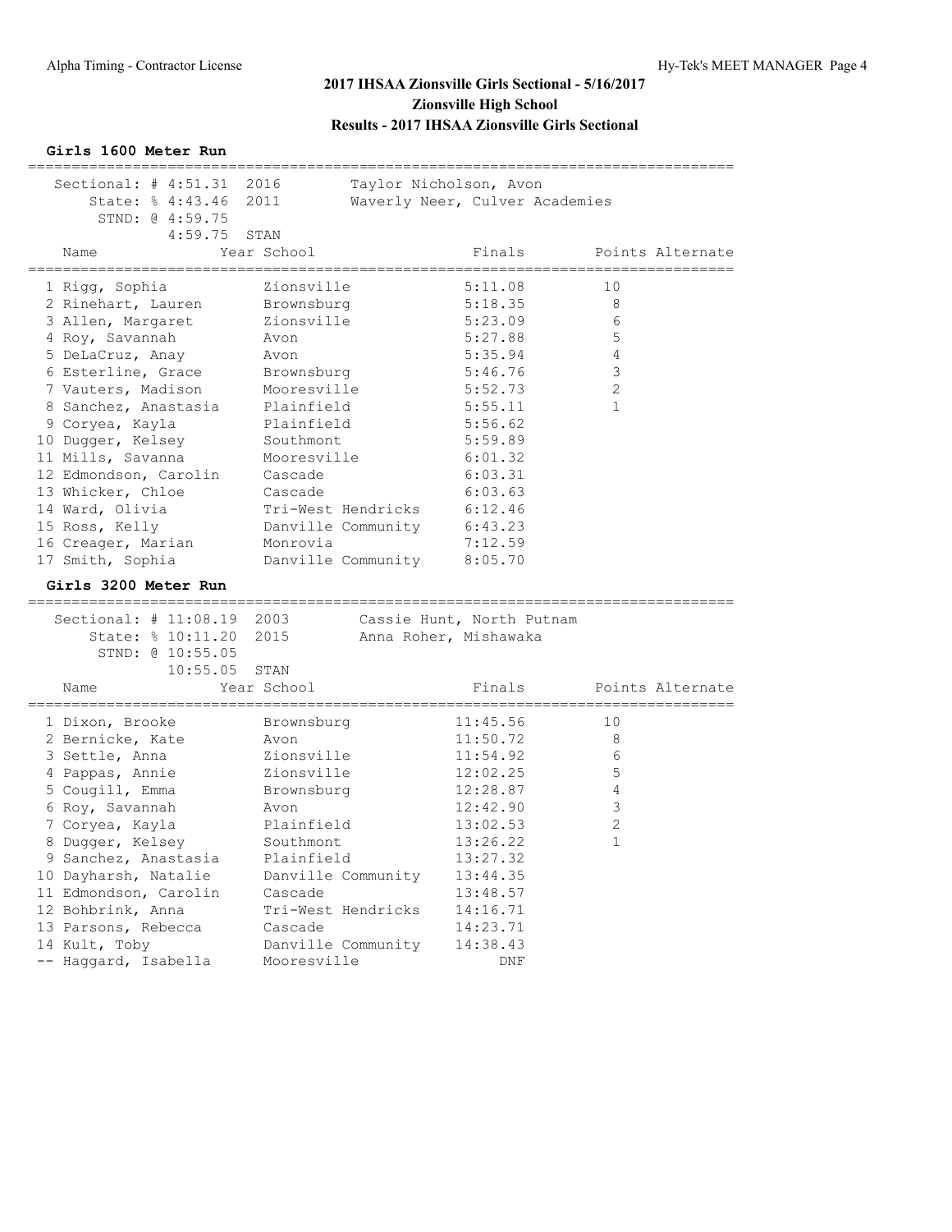# 2017 IHSAA Zionsville Girls Sectional - 5/16/2017
## Zionsville High School
## Results - 2017 IHSAA Zionsville Girls Sectional

### Girls 1600 Meter Run

Sectional: # 4:51.31 2016 Taylor Nicholson, Avon
State: % 4:43.46 2011 Waverly Neer, Culver Academies
STND: @ 4:59.75
4:59.75 STAN

| Place | Name | Year | School | Finals | Points | Alternate |
|---|---|---|---|---|---|---|
| 1 | Rigg, Sophia | | Zionsville | 5:11.08 | 10 | |
| 2 | Rinehart, Lauren | | Brownsburg | 5:18.35 | 8 | |
| 3 | Allen, Margaret | | Zionsville | 5:23.09 | 6 | |
| 4 | Roy, Savannah | | Avon | 5:27.88 | 5 | |
| 5 | DeLaCruz, Anay | | Avon | 5:35.94 | 4 | |
| 6 | Esterline, Grace | | Brownsburg | 5:46.76 | 3 | |
| 7 | Vauters, Madison | | Mooresville | 5:52.73 | 2 | |
| 8 | Sanchez, Anastasia | | Plainfield | 5:55.11 | 1 | |
| 9 | Coryea, Kayla | | Plainfield | 5:56.62 | | |
| 10 | Dugger, Kelsey | | Southmont | 5:59.89 | | |
| 11 | Mills, Savanna | | Mooresville | 6:01.32 | | |
| 12 | Edmondson, Carolin | | Cascade | 6:03.31 | | |
| 13 | Whicker, Chloe | | Cascade | 6:03.63 | | |
| 14 | Ward, Olivia | | Tri-West Hendricks | 6:12.46 | | |
| 15 | Ross, Kelly | | Danville Community | 6:43.23 | | |
| 16 | Creager, Marian | | Monrovia | 7:12.59 | | |
| 17 | Smith, Sophia | | Danville Community | 8:05.70 | | |

### Girls 3200 Meter Run

Sectional: # 11:08.19 2003 Cassie Hunt, North Putnam
State: % 10:11.20 2015 Anna Roher, Mishawaka
STND: @ 10:55.05
10:55.05 STAN

| Place | Name | Year | School | Finals | Points | Alternate |
|---|---|---|---|---|---|---|
| 1 | Dixon, Brooke | | Brownsburg | 11:45.56 | 10 | |
| 2 | Bernicke, Kate | | Avon | 11:50.72 | 8 | |
| 3 | Settle, Anna | | Zionsville | 11:54.92 | 6 | |
| 4 | Pappas, Annie | | Zionsville | 12:02.25 | 5 | |
| 5 | Cougill, Emma | | Brownsburg | 12:28.87 | 4 | |
| 6 | Roy, Savannah | | Avon | 12:42.90 | 3 | |
| 7 | Coryea, Kayla | | Plainfield | 13:02.53 | 2 | |
| 8 | Dugger, Kelsey | | Southmont | 13:26.22 | 1 | |
| 9 | Sanchez, Anastasia | | Plainfield | 13:27.32 | | |
| 10 | Dayharsh, Natalie | | Danville Community | 13:44.35 | | |
| 11 | Edmondson, Carolin | | Cascade | 13:48.57 | | |
| 12 | Bohbrink, Anna | | Tri-West Hendricks | 14:16.71 | | |
| 13 | Parsons, Rebecca | | Cascade | 14:23.71 | | |
| 14 | Kult, Toby | | Danville Community | 14:38.43 | | |
| -- | Haggard, Isabella | | Mooresville | DNF | | |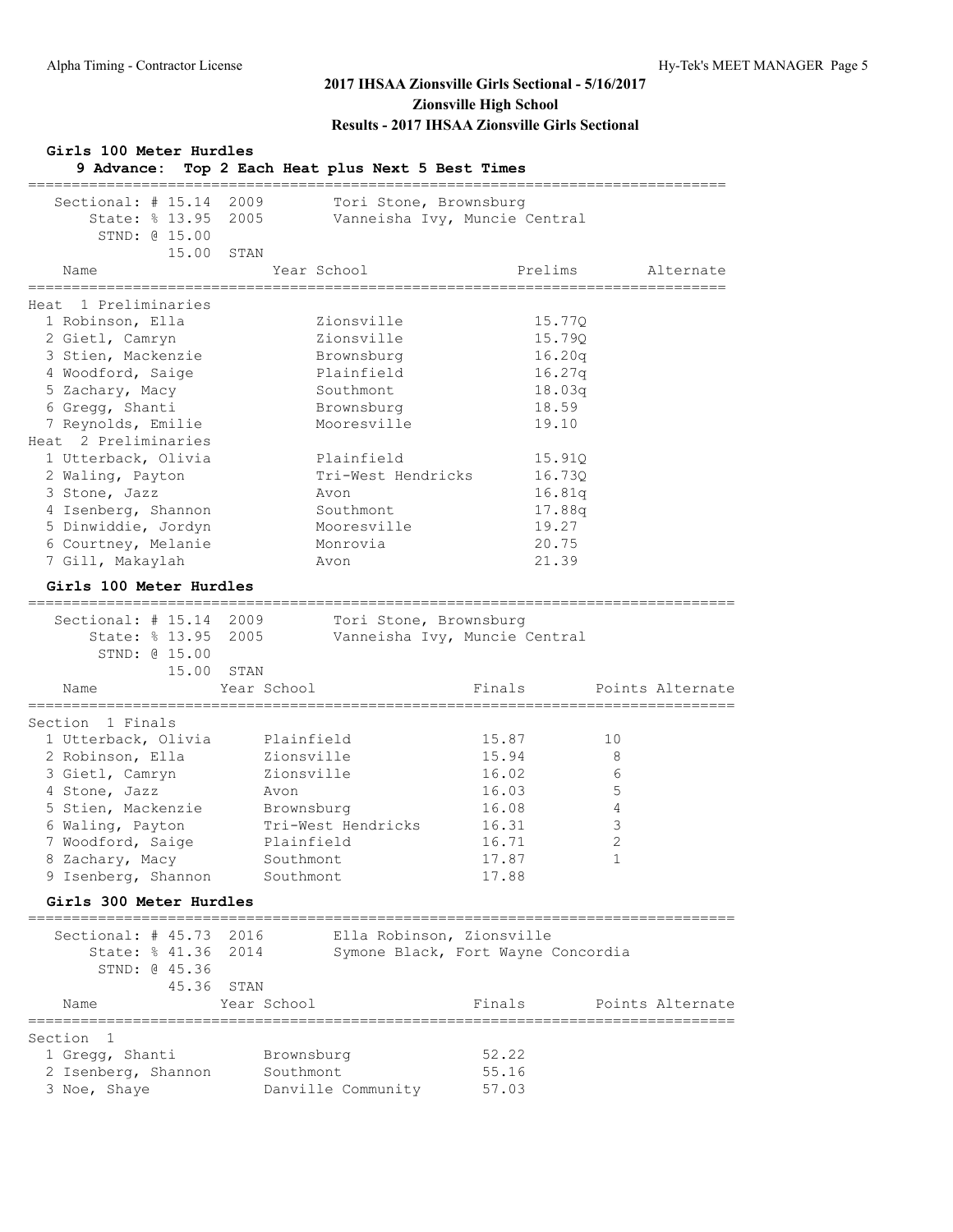# 2017 IHSAA Zionsville Girls Sectional - 5/16/2017

## Zionsville High School

### Results - 2017 IHSAA Zionsville Girls Sectional

**Girls 100 Meter Hurdles**

**9 Advance: Top 2 Each Heat plus Next 5 Best Times**

Sectional: # 15.14 2009 Tori Stone, Brownsburg
State: % 13.95 2005 Vanneisha Ivy, Muncie Central
STND: @ 15.00
15.00 STAN

| Name | Year School | Prelims | Alternate |
|---|---|---|---|
| **Heat 1 Preliminaries** | | | |
| 1 Robinson, Ella | Zionsville | 15.77Q | |
| 2 Gietl, Camryn | Zionsville | 15.79Q | |
| 3 Stien, Mackenzie | Brownsburg | 16.20q | |
| 4 Woodford, Saige | Plainfield | 16.27q | |
| 5 Zachary, Macy | Southmont | 18.03q | |
| 6 Gregg, Shanti | Brownsburg | 18.59 | |
| 7 Reynolds, Emilie | Mooresville | 19.10 | |
| **Heat 2 Preliminaries** | | | |
| 1 Utterback, Olivia | Plainfield | 15.91Q | |
| 2 Waling, Payton | Tri-West Hendricks | 16.73Q | |
| 3 Stone, Jazz | Avon | 16.81q | |
| 4 Isenberg, Shannon | Southmont | 17.88q | |
| 5 Dinwiddie, Jordyn | Mooresville | 19.27 | |
| 6 Courtney, Melanie | Monrovia | 20.75 | |
| 7 Gill, Makaylah | Avon | 21.39 | |

**Girls 100 Meter Hurdles**

Sectional: # 15.14 2009 Tori Stone, Brownsburg
State: % 13.95 2005 Vanneisha Ivy, Muncie Central
STND: @ 15.00
15.00 STAN

| Name | Year School | Finals | Points | Alternate |
|---|---|---|---|---|
| **Section 1 Finals** | | | | |
| 1 Utterback, Olivia | Plainfield | 15.87 | 10 | |
| 2 Robinson, Ella | Zionsville | 15.94 | 8 | |
| 3 Gietl, Camryn | Zionsville | 16.02 | 6 | |
| 4 Stone, Jazz | Avon | 16.03 | 5 | |
| 5 Stien, Mackenzie | Brownsburg | 16.08 | 4 | |
| 6 Waling, Payton | Tri-West Hendricks | 16.31 | 3 | |
| 7 Woodford, Saige | Plainfield | 16.71 | 2 | |
| 8 Zachary, Macy | Southmont | 17.87 | 1 | |
| 9 Isenberg, Shannon | Southmont | 17.88 | | |

**Girls 300 Meter Hurdles**

Sectional: # 45.73 2016 Ella Robinson, Zionsville
State: % 41.36 2014 Symone Black, Fort Wayne Concordia
STND: @ 45.36
45.36 STAN

| Name | Year School | Finals | Points | Alternate |
|---|---|---|---|---|
| **Section 1** | | | | |
| 1 Gregg, Shanti | Brownsburg | 52.22 | | |
| 2 Isenberg, Shannon | Southmont | 55.16 | | |
| 3 Noe, Shaye | Danville Community | 57.03 | | |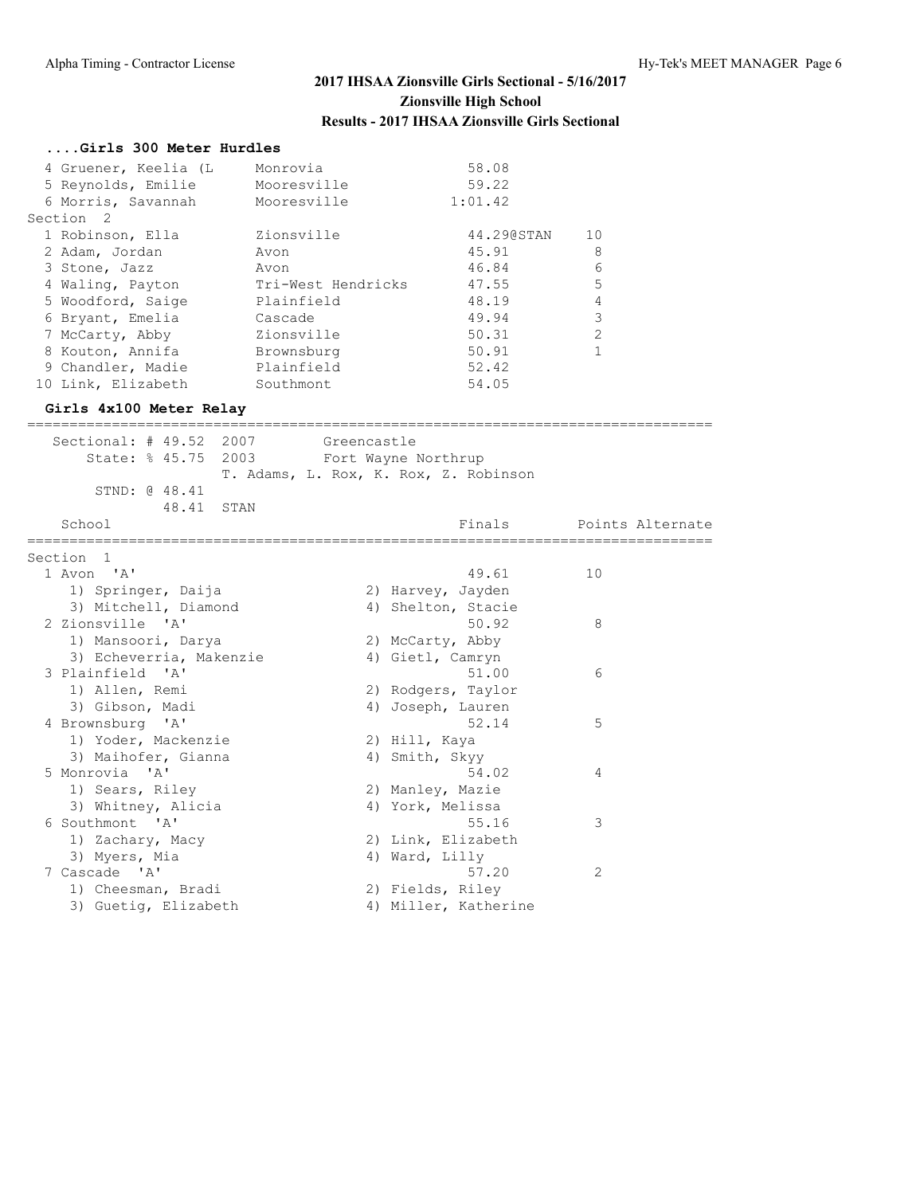## 2017 IHSAA Zionsville Girls Sectional - 5/16/2017
## Zionsville High School
## Results - 2017 IHSAA Zionsville Girls Sectional

### ....Girls 300 Meter Hurdles

| Place | Name | School | Finals | Points |
|---|---|---|---|---|
| 4 | Gruener, Keelia (L | Monrovia | 58.08 | |
| 5 | Reynolds, Emilie | Mooresville | 59.22 | |
| 6 | Morris, Savannah | Mooresville | 1:01.42 | |
| **Section 2** | | | | |
| 1 | Robinson, Ella | Zionsville | 44.29@STAN | 10 |
| 2 | Adam, Jordan | Avon | 45.91 | 8 |
| 3 | Stone, Jazz | Avon | 46.84 | 6 |
| 4 | Waling, Payton | Tri-West Hendricks | 47.55 | 5 |
| 5 | Woodford, Saige | Plainfield | 48.19 | 4 |
| 6 | Bryant, Emelia | Cascade | 49.94 | 3 |
| 7 | McCarty, Abby | Zionsville | 50.31 | 2 |
| 8 | Kouton, Annifa | Brownsburg | 50.91 | 1 |
| 9 | Chandler, Madie | Plainfield | 52.42 | |
| 10 | Link, Elizabeth | Southmont | 54.05 | |

### Girls 4x100 Meter Relay

Sectional: # 49.52 2007 Greencastle
State: % 45.75 2003 Fort Wayne Northrup
T. Adams, L. Rox, K. Rox, Z. Robinson
STND: @ 48.41
48.41 STAN

| Place | School | Finals | Points | Alternate |
|---|---|---|---|---|
| **Section 1** | | | | |
| 1 | Avon 'A' | 49.61 | 10 | |
| | 1) Springer, Daija; 2) Harvey, Jayden; 3) Mitchell, Diamond; 4) Shelton, Stacie | | | |
| 2 | Zionsville 'A' | 50.92 | 8 | |
| | 1) Mansoori, Darya; 2) McCarty, Abby; 3) Echeverria, Makenzie; 4) Gietl, Camryn | | | |
| 3 | Plainfield 'A' | 51.00 | 6 | |
| | 1) Allen, Remi; 2) Rodgers, Taylor; 3) Gibson, Madi; 4) Joseph, Lauren | | | |
| 4 | Brownsburg 'A' | 52.14 | 5 | |
| | 1) Yoder, Mackenzie; 2) Hill, Kaya; 3) Maihofer, Gianna; 4) Smith, Skyy | | | |
| 5 | Monrovia 'A' | 54.02 | 4 | |
| | 1) Sears, Riley; 2) Manley, Mazie; 3) Whitney, Alicia; 4) York, Melissa | | | |
| 6 | Southmont 'A' | 55.16 | 3 | |
| | 1) Zachary, Macy; 2) Link, Elizabeth; 3) Myers, Mia; 4) Ward, Lilly | | | |
| 7 | Cascade 'A' | 57.20 | 2 | |
| | 1) Cheesman, Bradi; 2) Fields, Riley; 3) Guetig, Elizabeth; 4) Miller, Katherine | | | |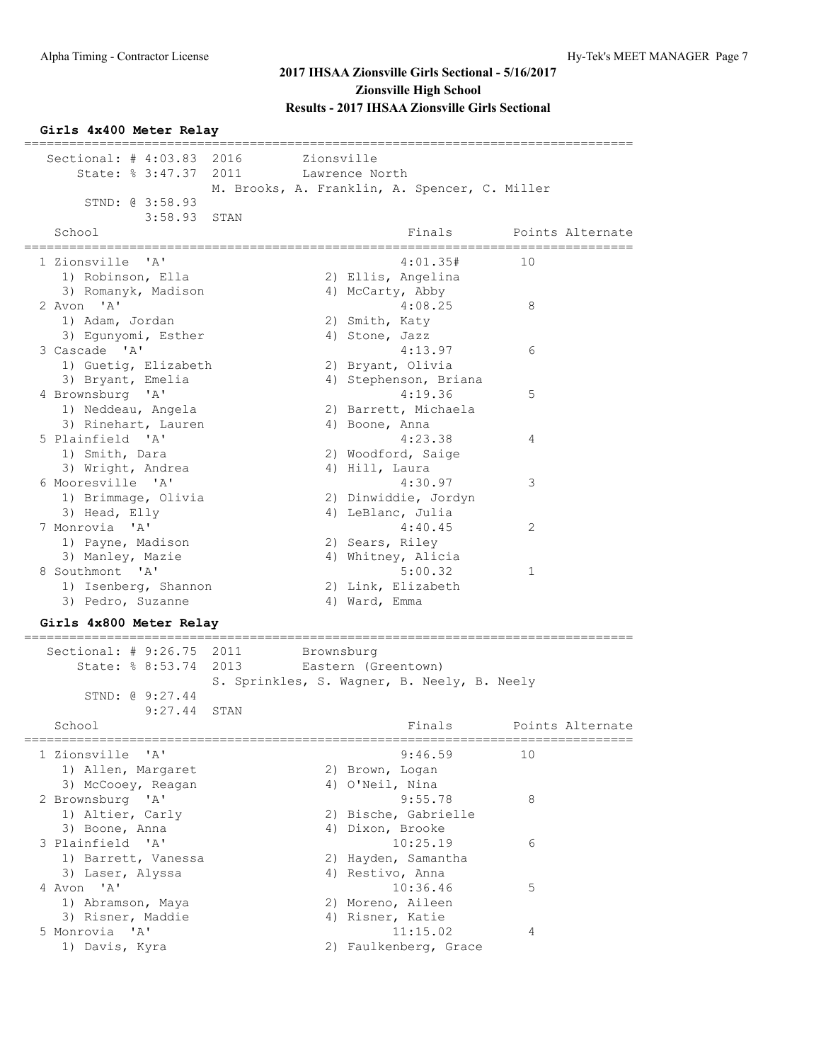# 2017 IHSAA Zionsville Girls Sectional - 5/16/2017

## Zionsville High School

## Results - 2017 IHSAA Zionsville Girls Sectional

### Girls 4x400 Meter Relay

```
===============================================================================
   Sectional: # 4:03.83  2016        Zionsville
       State: % 3:47.37  2011        Lawrence North
                         M. Brooks, A. Franklin, A. Spencer, C. Miller
        STND: @ 3:58.93
                3:58.93  STAN
    School                                       Finals        Points Alternate
===============================================================================
  1 Zionsville  'A'                             4:01.35#       10
     1) Robinson, Ella                   2) Ellis, Angelina
     3) Romanyk, Madison                 4) McCarty, Abby
  2 Avon  'A'                                   4:08.25         8
     1) Adam, Jordan                     2) Smith, Katy
     3) Egunyomi, Esther                 4) Stone, Jazz
  3 Cascade  'A'                                4:13.97         6
     1) Guetig, Elizabeth                2) Bryant, Olivia
     3) Bryant, Emelia                   4) Stephenson, Briana
  4 Brownsburg  'A'                             4:19.36         5
     1) Neddeau, Angela                  2) Barrett, Michaela
     3) Rinehart, Lauren                 4) Boone, Anna
  5 Plainfield  'A'                             4:23.38         4
     1) Smith, Dara                      2) Woodford, Saige
     3) Wright, Andrea                   4) Hill, Laura
  6 Mooresville  'A'                            4:30.97         3
     1) Brimmage, Olivia                 2) Dinwiddie, Jordyn
     3) Head, Elly                       4) LeBlanc, Julia
  7 Monrovia  'A'                               4:40.45         2
     1) Payne, Madison                   2) Sears, Riley
     3) Manley, Mazie                    4) Whitney, Alicia
  8 Southmont  'A'                              5:00.32         1
     1) Isenberg, Shannon                2) Link, Elizabeth
     3) Pedro, Suzanne                   4) Ward, Emma
```

### Girls 4x800 Meter Relay

```
===============================================================================
   Sectional: # 9:26.75  2011        Brownsburg
       State: % 8:53.74  2013        Eastern (Greentown)
                         S. Sprinkles, S. Wagner, B. Neely, B. Neely
        STND: @ 9:27.44
                9:27.44  STAN
    School                                       Finals        Points Alternate
===============================================================================
  1 Zionsville  'A'                             9:46.59        10
     1) Allen, Margaret                  2) Brown, Logan
     3) McCooey, Reagan                  4) O'Neil, Nina
  2 Brownsburg  'A'                             9:55.78         8
     1) Altier, Carly                    2) Bische, Gabrielle
     3) Boone, Anna                      4) Dixon, Brooke
  3 Plainfield  'A'                            10:25.19         6
     1) Barrett, Vanessa                 2) Hayden, Samantha
     3) Laser, Alyssa                    4) Restivo, Anna
  4 Avon  'A'                                  10:36.46         5
     1) Abramson, Maya                   2) Moreno, Aileen
     3) Risner, Maddie                   4) Risner, Katie
  5 Monrovia  'A'                              11:15.02         4
     1) Davis, Kyra                      2) Faulkenberg, Grace
```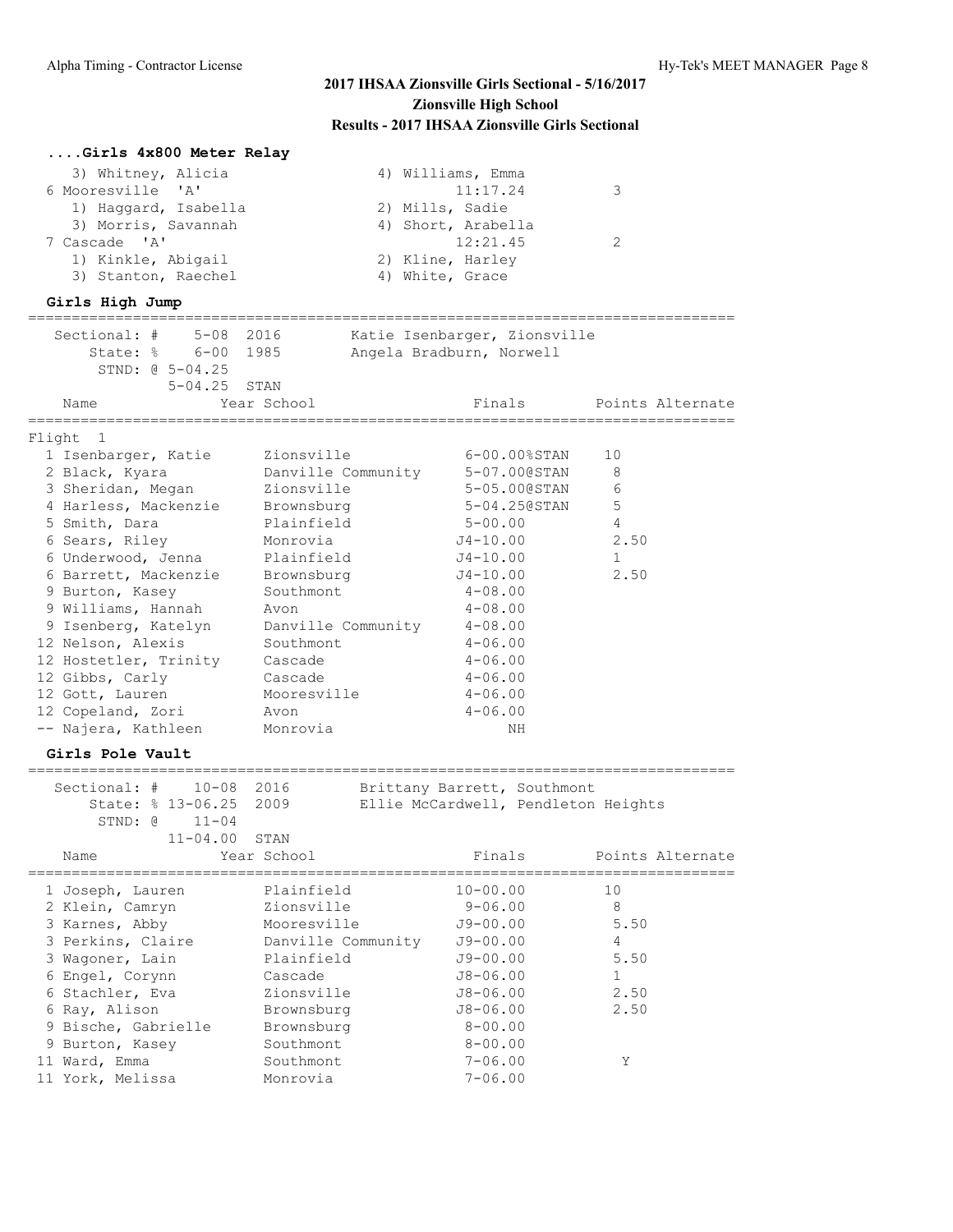# 2017 IHSAA Zionsville Girls Sectional - 5/16/2017

## Zionsville High School

## Results - 2017 IHSAA Zionsville Girls Sectional

### ....Girls 4x800 Meter Relay

```
   3) Whitney, Alicia                 4) Williams, Emma
 6 Mooresville  'A'                          11:17.24          3
   1) Haggard, Isabella               2) Mills, Sadie
   3) Morris, Savannah                4) Short, Arabella
 7 Cascade  'A'                              12:21.45          2
   1) Kinkle, Abigail                 2) Kline, Harley
   3) Stanton, Raechel                4) White, Grace
```

### Girls High Jump

```
    Sectional: #    5-08  2016        Katie Isenbarger, Zionsville
        State: %    6-00  1985        Angela Bradburn, Norwell
         STND: @ 5-04.25
              5-04.25  STAN
```

| Place | Name | Year | School | Finals | Points | Alternate |
|---|---|---|---|---|---|---|
| Flight 1 | | | | | | |
| 1 | Isenbarger, Katie | | Zionsville | 6-00.00%STAN | 10 | |
| 2 | Black, Kyara | | Danville Community | 5-07.00@STAN | 8 | |
| 3 | Sheridan, Megan | | Zionsville | 5-05.00@STAN | 6 | |
| 4 | Harless, Mackenzie | | Brownsburg | 5-04.25@STAN | 5 | |
| 5 | Smith, Dara | | Plainfield | 5-00.00 | 4 | |
| 6 | Sears, Riley | | Monrovia | J4-10.00 | 2.50 | |
| 6 | Underwood, Jenna | | Plainfield | J4-10.00 | 1 | |
| 6 | Barrett, Mackenzie | | Brownsburg | J4-10.00 | 2.50 | |
| 9 | Burton, Kasey | | Southmont | 4-08.00 | | |
| 9 | Williams, Hannah | | Avon | 4-08.00 | | |
| 9 | Isenberg, Katelyn | | Danville Community | 4-08.00 | | |
| 12 | Nelson, Alexis | | Southmont | 4-06.00 | | |
| 12 | Hostetler, Trinity | | Cascade | 4-06.00 | | |
| 12 | Gibbs, Carly | | Cascade | 4-06.00 | | |
| 12 | Gott, Lauren | | Mooresville | 4-06.00 | | |
| 12 | Copeland, Zori | | Avon | 4-06.00 | | |
| -- | Najera, Kathleen | | Monrovia | NH | | |

### Girls Pole Vault

```
    Sectional: #    10-08  2016        Brittany Barrett, Southmont
        State: % 13-06.25  2009        Ellie McCardwell, Pendleton Heights
         STND: @    11-04
              11-04.00  STAN
```

| Place | Name | Year | School | Finals | Points | Alternate |
|---|---|---|---|---|---|---|
| 1 | Joseph, Lauren | | Plainfield | 10-00.00 | 10 | |
| 2 | Klein, Camryn | | Zionsville | 9-06.00 | 8 | |
| 3 | Karnes, Abby | | Mooresville | J9-00.00 | 5.50 | |
| 3 | Perkins, Claire | | Danville Community | J9-00.00 | 4 | |
| 3 | Wagoner, Lain | | Plainfield | J9-00.00 | 5.50 | |
| 6 | Engel, Corynn | | Cascade | J8-06.00 | 1 | |
| 6 | Stachler, Eva | | Zionsville | J8-06.00 | 2.50 | |
| 6 | Ray, Alison | | Brownsburg | J8-06.00 | 2.50 | |
| 9 | Bische, Gabrielle | | Brownsburg | 8-00.00 | | |
| 9 | Burton, Kasey | | Southmont | 8-00.00 | | |
| 11 | Ward, Emma | | Southmont | 7-06.00 | | Y |
| 11 | York, Melissa | | Monrovia | 7-06.00 | | |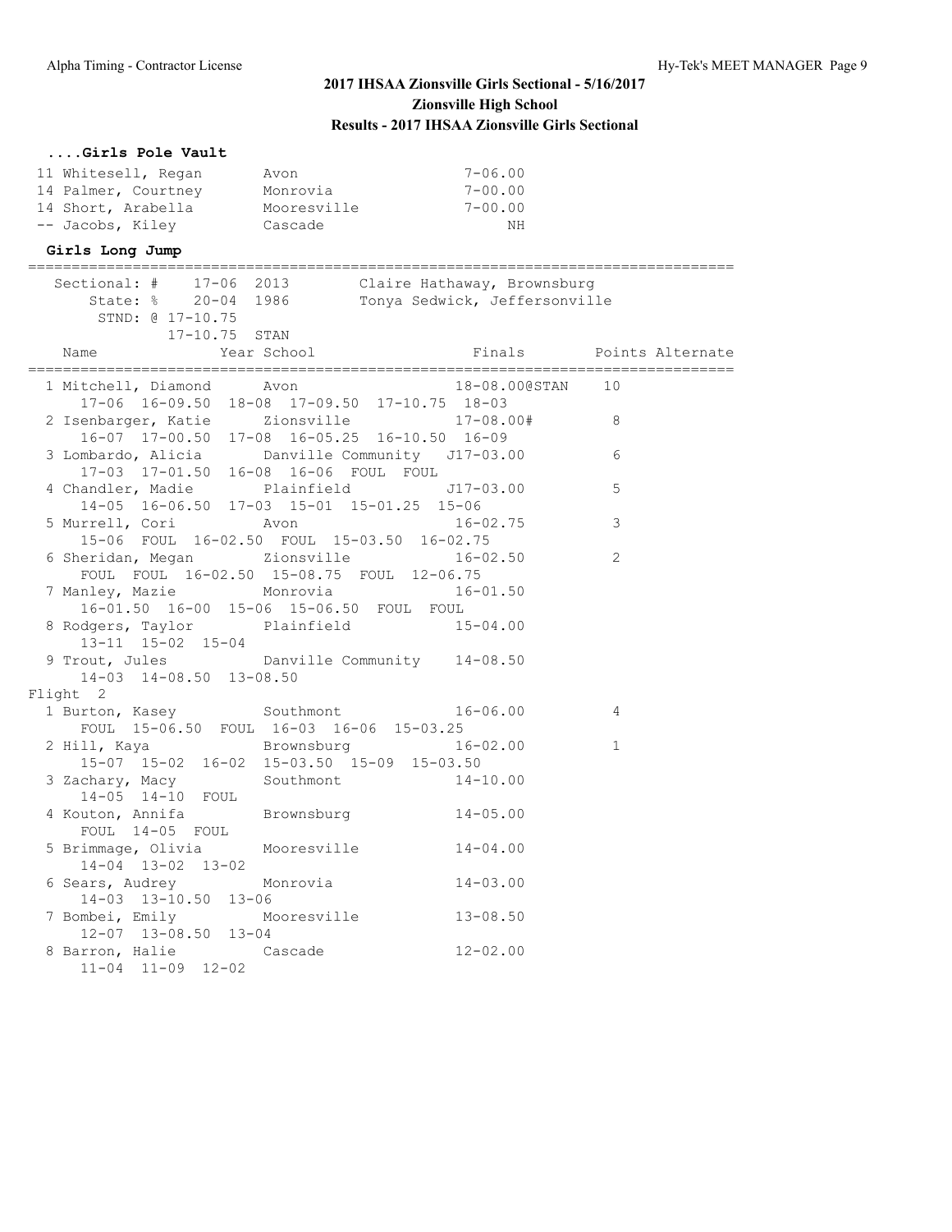## 2017 IHSAA Zionsville Girls Sectional - 5/16/2017
## Zionsville High School
## Results - 2017 IHSAA Zionsville Girls Sectional

### ....Girls Pole Vault

```
 11 Whitesell, Regan       Avon                     7-06.00
 14 Palmer, Courtney       Monrovia                 7-00.00
 14 Short, Arabella        Mooresville              7-00.00
 -- Jacobs, Kiley          Cascade                       NH
```

### Girls Long Jump

```
===============================================================================
   Sectional: #    17-06  2013       Claire Hathaway, Brownsburg
       State: %    20-04  1986       Tonya Sedwick, Jeffersonville
        STND: @ 17-10.75
              17-10.75  STAN
    Name                Year School                  Finals       Points Alternate
===============================================================================
  1 Mitchell, Diamond      Avon                    18-08.00@STAN   10
      17-06  16-09.50  18-08  17-09.50  17-10.75  18-03
  2 Isenbarger, Katie      Zionsville              17-08.00#        8
      16-07  17-00.50  17-08  16-05.25  16-10.50  16-09
  3 Lombardo, Alicia       Danville Community     J17-03.00         6
      17-03  17-01.50  16-08  16-06  FOUL  FOUL
  4 Chandler, Madie        Plainfield             J17-03.00         5
      14-05  16-06.50  17-03  15-01  15-01.25  15-06
  5 Murrell, Cori          Avon                    16-02.75         3
      15-06  FOUL  16-02.50  FOUL  15-03.50  16-02.75
  6 Sheridan, Megan        Zionsville              16-02.50         2
      FOUL  FOUL  16-02.50  15-08.75  FOUL  12-06.75
  7 Manley, Mazie          Monrovia                16-01.50
      16-01.50  16-00  15-06  15-06.50  FOUL  FOUL
  8 Rodgers, Taylor        Plainfield              15-04.00
      13-11  15-02  15-04
  9 Trout, Jules           Danville Community      14-08.50
      14-03  14-08.50  13-08.50
Flight  2
  1 Burton, Kasey          Southmont               16-06.00         4
      FOUL  15-06.50  FOUL  16-03  16-06  15-03.25
  2 Hill, Kaya             Brownsburg              16-02.00         1
      15-07  15-02  16-02  15-03.50  15-09  15-03.50
  3 Zachary, Macy          Southmont               14-10.00
      14-05  14-10  FOUL
  4 Kouton, Annifa         Brownsburg              14-05.00
      FOUL  14-05  FOUL
  5 Brimmage, Olivia       Mooresville             14-04.00
      14-04  13-02  13-02
  6 Sears, Audrey          Monrovia                14-03.00
      14-03  13-10.50  13-06
  7 Bombei, Emily          Mooresville             13-08.50
      12-07  13-08.50  13-04
  8 Barron, Halie          Cascade                 12-02.00
      11-04  11-09  12-02
```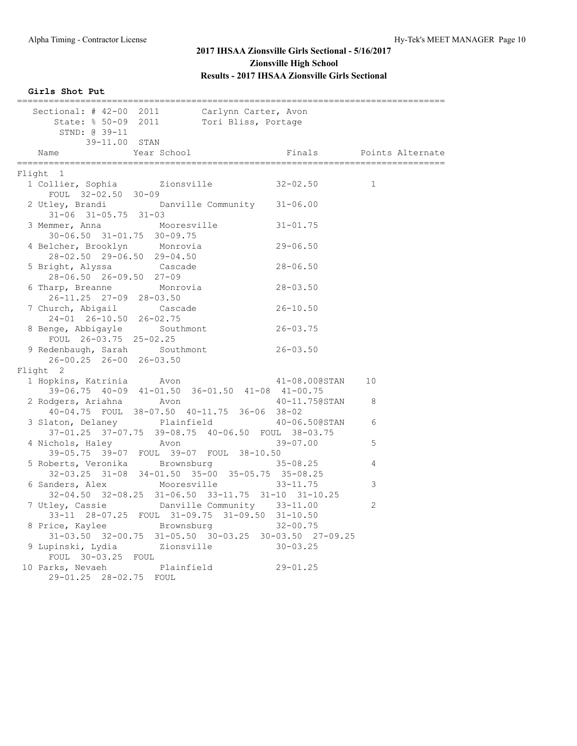## 2017 IHSAA Zionsville Girls Sectional - 5/16/2017

## Zionsville High School

## Results - 2017 IHSAA Zionsville Girls Sectional

### Girls Shot Put

```
================================================================================
   Sectional: # 42-00  2011       Carlynn Carter, Avon
       State: % 50-09  2011       Tori Bliss, Portage
        STND: @ 39-11
           39-11.00  STAN
    Name              Year School               Finals       Points Alternate
================================================================================
Flight  1
  1 Collier, Sophia        Zionsville            32-02.50         1
      FOUL  32-02.50  30-09
  2 Utley, Brandi          Danville Community    31-06.00
      31-06  31-05.75  31-03
  3 Memmer, Anna           Mooresville           31-01.75
      30-06.50  31-01.75  30-09.75
  4 Belcher, Brooklyn      Monrovia              29-06.50
      28-02.50  29-06.50  29-04.50
  5 Bright, Alyssa         Cascade               28-06.50
      28-06.50  26-09.50  27-09
  6 Tharp, Breanne         Monrovia              28-03.50
      26-11.25  27-09  28-03.50
  7 Church, Abigail        Cascade               26-10.50
      24-01  26-10.50  26-02.75
  8 Benge, Abbigayle       Southmont             26-03.75
      FOUL  26-03.75  25-02.25
  9 Redenbaugh, Sarah      Southmont             26-03.50
      26-00.25  26-00  26-03.50
Flight  2
  1 Hopkins, Katrinia      Avon                  41-08.00@STAN    10
      39-06.75  40-09  41-01.50  36-01.50  41-08  41-00.75
  2 Rodgers, Ariahna       Avon                  40-11.75@STAN     8
      40-04.75  FOUL  38-07.50  40-11.75  36-06  38-02
  3 Slaton, Delaney        Plainfield            40-06.50@STAN     6
      37-01.25  37-07.75  39-08.75  40-06.50  FOUL  38-03.75
  4 Nichols, Haley         Avon                  39-07.00          5
      39-05.75  39-07  FOUL  39-07  FOUL  38-10.50
  5 Roberts, Veronika      Brownsburg            35-08.25          4
      32-03.25  31-08  34-01.50  35-00  35-05.75  35-08.25
  6 Sanders, Alex          Mooresville           33-11.75          3
      32-04.50  32-08.25  31-06.50  33-11.75  31-10  31-10.25
  7 Utley, Cassie          Danville Community    33-11.00          2
      33-11  28-07.25  FOUL  31-09.75  31-09.50  31-10.50
  8 Price, Kaylee          Brownsburg            32-00.75
      31-03.50  32-00.75  31-05.50  30-03.25  30-03.50  27-09.25
  9 Lupinski, Lydia        Zionsville            30-03.25
      FOUL  30-03.25  FOUL
 10 Parks, Nevaeh          Plainfield            29-01.25
      29-01.25  28-02.75  FOUL
```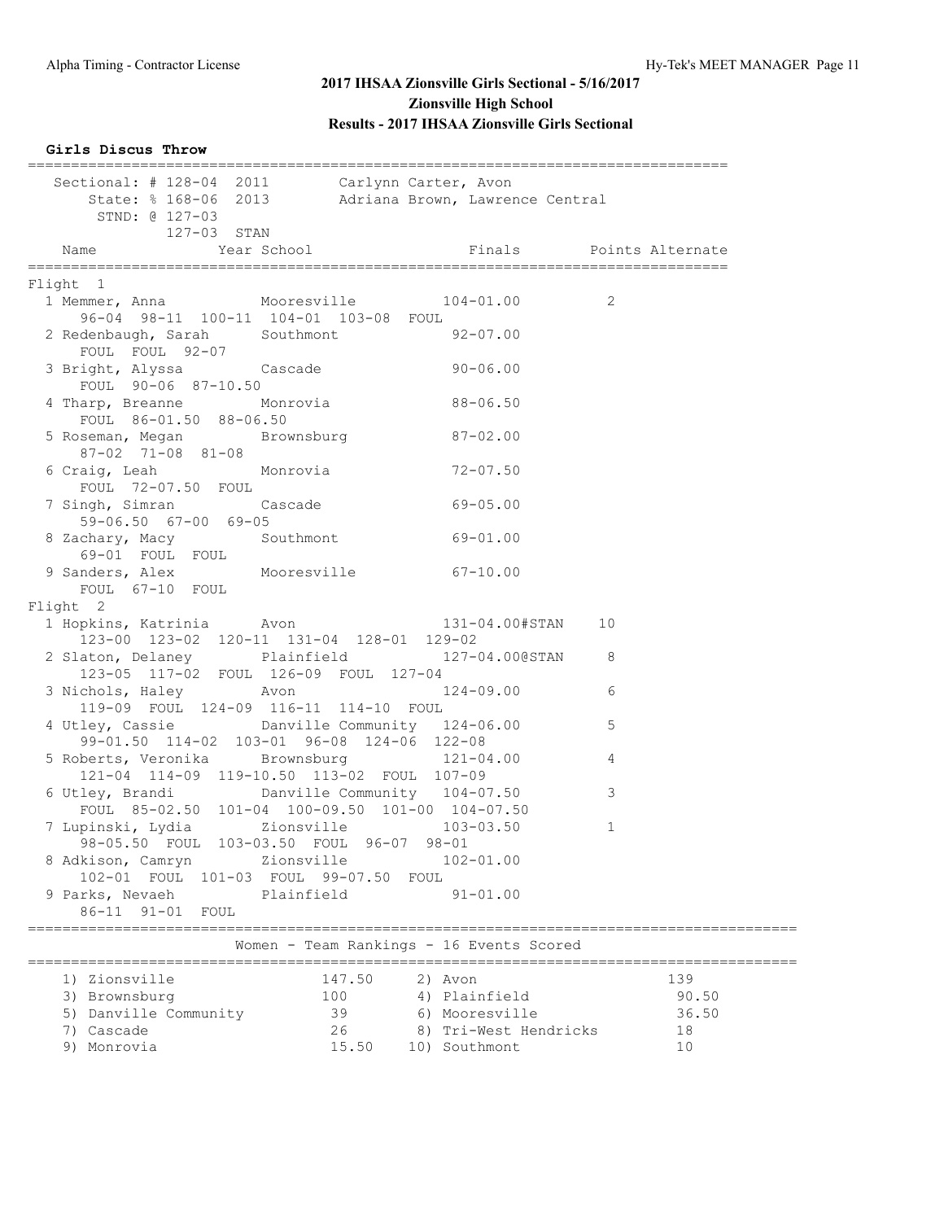# 2017 IHSAA Zionsville Girls Sectional - 5/16/2017

## Zionsville High School

## Results - 2017 IHSAA Zionsville Girls Sectional

**Girls Discus Throw**

```
================================================================================
   Sectional: # 128-04  2011        Carlynn Carter, Avon
       State: % 168-06  2013        Adriana Brown, Lawrence Central
        STND: @ 127-03
              127-03  STAN
    Name              Year School                Finals        Points Alternate
================================================================================
Flight  1
  1 Memmer, Anna           Mooresville          104-01.00          2
      96-04  98-11  100-11  104-01  103-08  FOUL
  2 Redenbaugh, Sarah      Southmont             92-07.00
      FOUL  FOUL  92-07
  3 Bright, Alyssa         Cascade               90-06.00
      FOUL  90-06  87-10.50
  4 Tharp, Breanne         Monrovia              88-06.50
      FOUL  86-01.50  88-06.50
  5 Roseman, Megan         Brownsburg            87-02.00
      87-02  71-08  81-08
  6 Craig, Leah            Monrovia              72-07.50
      FOUL  72-07.50  FOUL
  7 Singh, Simran          Cascade               69-05.00
      59-06.50  67-00  69-05
  8 Zachary, Macy          Southmont             69-01.00
      69-01  FOUL  FOUL
  9 Sanders, Alex          Mooresville           67-10.00
      FOUL  67-10  FOUL
Flight  2
  1 Hopkins, Katrinia      Avon                 131-04.00#STAN    10
      123-00  123-02  120-11  131-04  128-01  129-02
  2 Slaton, Delaney        Plainfield           127-04.00@STAN     8
      123-05  117-02  FOUL  126-09  FOUL  127-04
  3 Nichols, Haley         Avon                 124-09.00          6
      119-09  FOUL  124-09  116-11  114-10  FOUL
  4 Utley, Cassie          Danville Community   124-06.00          5
      99-01.50  114-02  103-01  96-08  124-06  122-08
  5 Roberts, Veronika      Brownsburg           121-04.00          4
      121-04  114-09  119-10.50  113-02  FOUL  107-09
  6 Utley, Brandi          Danville Community   104-07.50          3
      FOUL  85-02.50  101-04  100-09.50  101-00  104-07.50
  7 Lupinski, Lydia        Zionsville           103-03.50          1
      98-05.50  FOUL  103-03.50  FOUL  96-07  98-01
  8 Adkison, Camryn        Zionsville           102-01.00
      102-01  FOUL  101-03  FOUL  99-07.50  FOUL
  9 Parks, Nevaeh          Plainfield            91-01.00
      86-11  91-01  FOUL
```

```
=========================================================================================
                       Women - Team Rankings - 16 Events Scored
=========================================================================================
    1) Zionsville               147.50     2) Avon                       139
    3) Brownsburg               100        4) Plainfield                  90.50
    5) Danville Community        39        6) Mooresville                 36.50
    7) Cascade                   26        8) Tri-West Hendricks          18
    9) Monrovia                  15.50    10) Southmont                   10
```